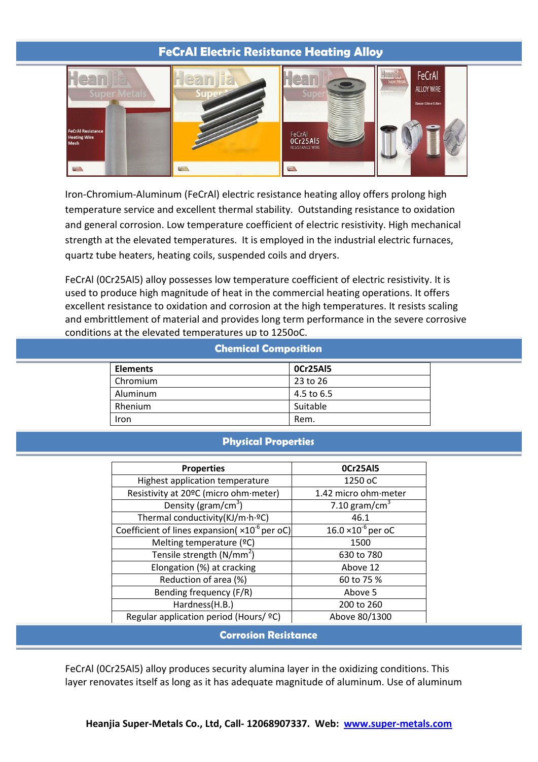# FeCrAl Electric Resistance Heating Alloy

Iron-Chromium-Aluminum (FeCrAl) electric resistance heating alloy offers prolong high temperature service and excellent thermal stability. Outstanding resistance to oxidation and general corrosion. Low temperature coefficient of electric resistivity. High mechanical strength at the elevated temperatures. It is employed in the industrial electric furnaces, quartz tube heaters, heating coils, suspended coils and dryers.

FeCrAl (0Cr25Al5) alloy possesses low temperature coefficient of electric resistivity. It is used to produce high magnitude of heat in the commercial heating operations. It offers excellent resistance to oxidation and corrosion at the high temperatures. It resists scaling and embrittlement of material and provides long term performance in the severe corrosive conditions at the elevated temperatures up to 1250oC.

## Chemical Composition

| Elements | 0Cr25Al5 |
|---|---|
| Chromium | 23 to 26 |
| Aluminum | 4.5 to 6.5 |
| Rhenium | Suitable |
| Iron | Rem. |

## Physical Properties

| Properties | 0Cr25Al5 |
|---|---|
| Highest application temperature | 1250 oC |
| Resistivity at 20ºC (micro ohm·meter) | 1.42 micro ohm·meter |
| Density (gram/cm$^3$) | 7.10 gram/cm$^3$ |
| Thermal conductivity(KJ/m·h·ºC) | 46.1 |
| Coefficient of lines expansion( $\times 10^{-6}$ per oC) | 16.0 $\times 10^{-6}$ per oC |
| Melting temperature (ºC) | 1500 |
| Tensile strength (N/mm$^2$) | 630 to 780 |
| Elongation (%) at cracking | Above 12 |
| Reduction of area (%) | 60 to 75 % |
| Bending frequency (F/R) | Above 5 |
| Hardness(H.B.) | 200 to 260 |
| Regular application period (Hours/ ºC) | Above 80/1300 |

## Corrosion Resistance

FeCrAl (0Cr25Al5) alloy produces security alumina layer in the oxidizing conditions. This layer renovates itself as long as it has adequate magnitude of aluminum. Use of aluminum

**Heanjia Super-Metals Co., Ltd, Call- 12068907337. Web: www.super-metals.com**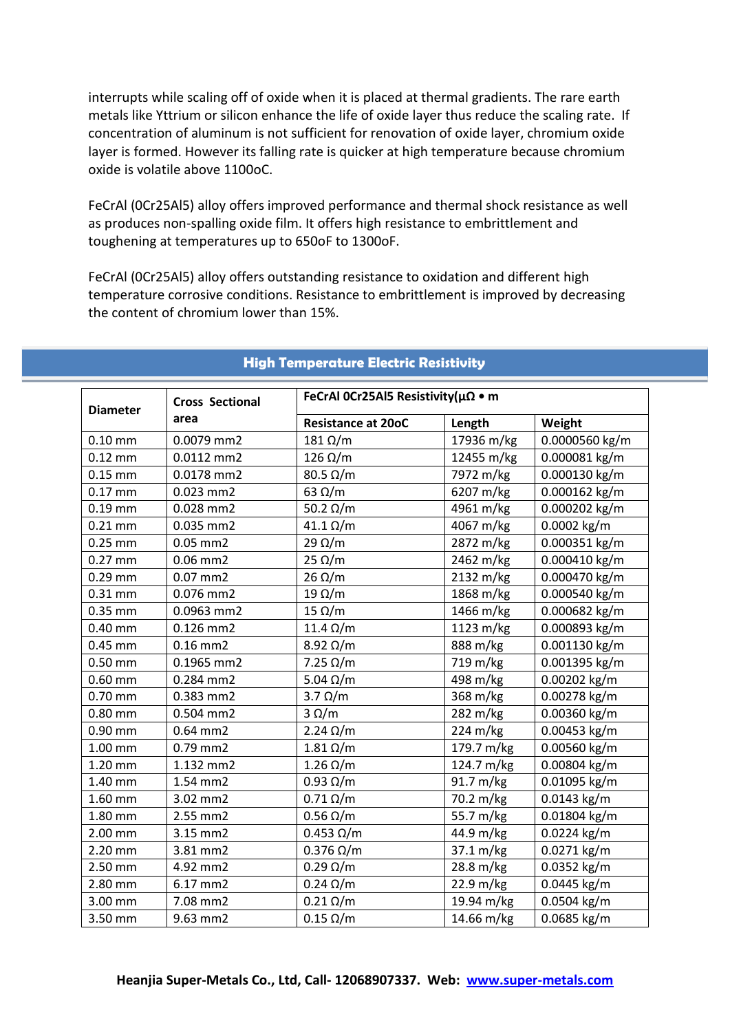interrupts while scaling off of oxide when it is placed at thermal gradients. The rare earth metals like Yttrium or silicon enhance the life of oxide layer thus reduce the scaling rate. If concentration of aluminum is not sufficient for renovation of oxide layer, chromium oxide layer is formed. However its falling rate is quicker at high temperature because chromium oxide is volatile above 1100oC.

FeCrAl (0Cr25Al5) alloy offers improved performance and thermal shock resistance as well as produces non-spalling oxide film. It offers high resistance to embrittlement and toughening at temperatures up to 650oF to 1300oF.

FeCrAl (0Cr25Al5) alloy offers outstanding resistance to oxidation and different high temperature corrosive conditions. Resistance to embrittlement is improved by decreasing the content of chromium lower than 15%.

## High Temperature Electric Resistivity

| Diameter | Cross Sectional area | FeCrAl 0Cr25Al5 Resistivity(μΩ • m | | |
|---|---|---|---|---|
| | | Resistance at 20oC | Length | Weight |
| 0.10 mm | 0.0079 mm2 | 181 Ω/m | 17936 m/kg | 0.0000560 kg/m |
| 0.12 mm | 0.0112 mm2 | 126 Ω/m | 12455 m/kg | 0.000081 kg/m |
| 0.15 mm | 0.0178 mm2 | 80.5 Ω/m | 7972 m/kg | 0.000130 kg/m |
| 0.17 mm | 0.023 mm2 | 63 Ω/m | 6207 m/kg | 0.000162 kg/m |
| 0.19 mm | 0.028 mm2 | 50.2 Ω/m | 4961 m/kg | 0.000202 kg/m |
| 0.21 mm | 0.035 mm2 | 41.1 Ω/m | 4067 m/kg | 0.0002 kg/m |
| 0.25 mm | 0.05 mm2 | 29 Ω/m | 2872 m/kg | 0.000351 kg/m |
| 0.27 mm | 0.06 mm2 | 25 Ω/m | 2462 m/kg | 0.000410 kg/m |
| 0.29 mm | 0.07 mm2 | 26 Ω/m | 2132 m/kg | 0.000470 kg/m |
| 0.31 mm | 0.076 mm2 | 19 Ω/m | 1868 m/kg | 0.000540 kg/m |
| 0.35 mm | 0.0963 mm2 | 15 Ω/m | 1466 m/kg | 0.000682 kg/m |
| 0.40 mm | 0.126 mm2 | 11.4 Ω/m | 1123 m/kg | 0.000893 kg/m |
| 0.45 mm | 0.16 mm2 | 8.92 Ω/m | 888 m/kg | 0.001130 kg/m |
| 0.50 mm | 0.1965 mm2 | 7.25 Ω/m | 719 m/kg | 0.001395 kg/m |
| 0.60 mm | 0.284 mm2 | 5.04 Ω/m | 498 m/kg | 0.00202 kg/m |
| 0.70 mm | 0.383 mm2 | 3.7 Ω/m | 368 m/kg | 0.00278 kg/m |
| 0.80 mm | 0.504 mm2 | 3 Ω/m | 282 m/kg | 0.00360 kg/m |
| 0.90 mm | 0.64 mm2 | 2.24 Ω/m | 224 m/kg | 0.00453 kg/m |
| 1.00 mm | 0.79 mm2 | 1.81 Ω/m | 179.7 m/kg | 0.00560 kg/m |
| 1.20 mm | 1.132 mm2 | 1.26 Ω/m | 124.7 m/kg | 0.00804 kg/m |
| 1.40 mm | 1.54 mm2 | 0.93 Ω/m | 91.7 m/kg | 0.01095 kg/m |
| 1.60 mm | 3.02 mm2 | 0.71 Ω/m | 70.2 m/kg | 0.0143 kg/m |
| 1.80 mm | 2.55 mm2 | 0.56 Ω/m | 55.7 m/kg | 0.01804 kg/m |
| 2.00 mm | 3.15 mm2 | 0.453 Ω/m | 44.9 m/kg | 0.0224 kg/m |
| 2.20 mm | 3.81 mm2 | 0.376 Ω/m | 37.1 m/kg | 0.0271 kg/m |
| 2.50 mm | 4.92 mm2 | 0.29 Ω/m | 28.8 m/kg | 0.0352 kg/m |
| 2.80 mm | 6.17 mm2 | 0.24 Ω/m | 22.9 m/kg | 0.0445 kg/m |
| 3.00 mm | 7.08 mm2 | 0.21 Ω/m | 19.94 m/kg | 0.0504 kg/m |
| 3.50 mm | 9.63 mm2 | 0.15 Ω/m | 14.66 m/kg | 0.0685 kg/m |

**Heanjia Super-Metals Co., Ltd, Call- 12068907337. Web: [www.super-metals.com](http://www.super-metals.com)**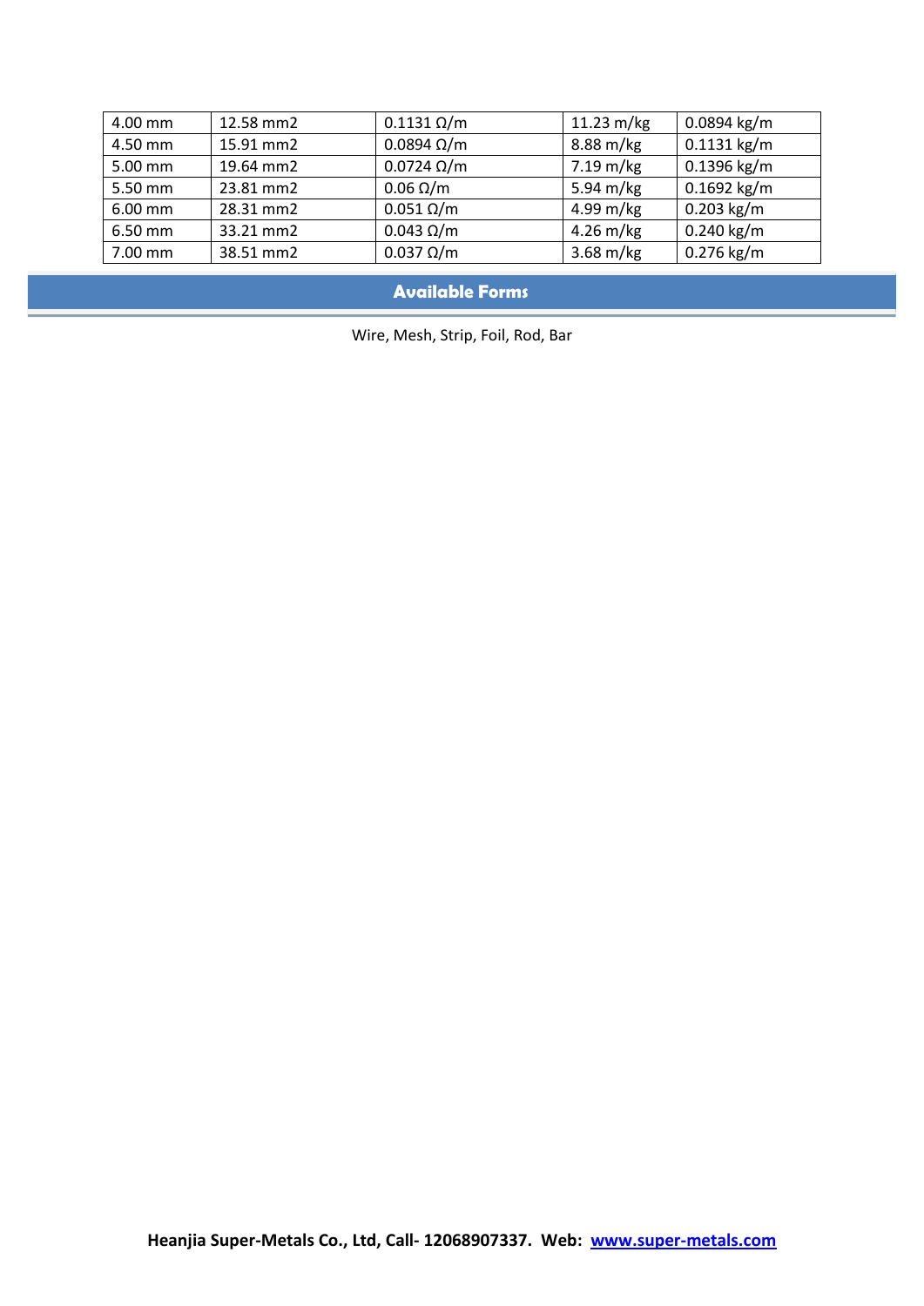| | | | | |
|---|---|---|---|---|
| 4.00 mm | 12.58 mm2 | 0.1131 Ω/m | 11.23 m/kg | 0.0894 kg/m |
| 4.50 mm | 15.91 mm2 | 0.0894 Ω/m | 8.88 m/kg | 0.1131 kg/m |
| 5.00 mm | 19.64 mm2 | 0.0724 Ω/m | 7.19 m/kg | 0.1396 kg/m |
| 5.50 mm | 23.81 mm2 | 0.06 Ω/m | 5.94 m/kg | 0.1692 kg/m |
| 6.00 mm | 28.31 mm2 | 0.051 Ω/m | 4.99 m/kg | 0.203 kg/m |
| 6.50 mm | 33.21 mm2 | 0.043 Ω/m | 4.26 m/kg | 0.240 kg/m |
| 7.00 mm | 38.51 mm2 | 0.037 Ω/m | 3.68 m/kg | 0.276 kg/m |

## Available Forms

Wire, Mesh, Strip, Foil, Rod, Bar